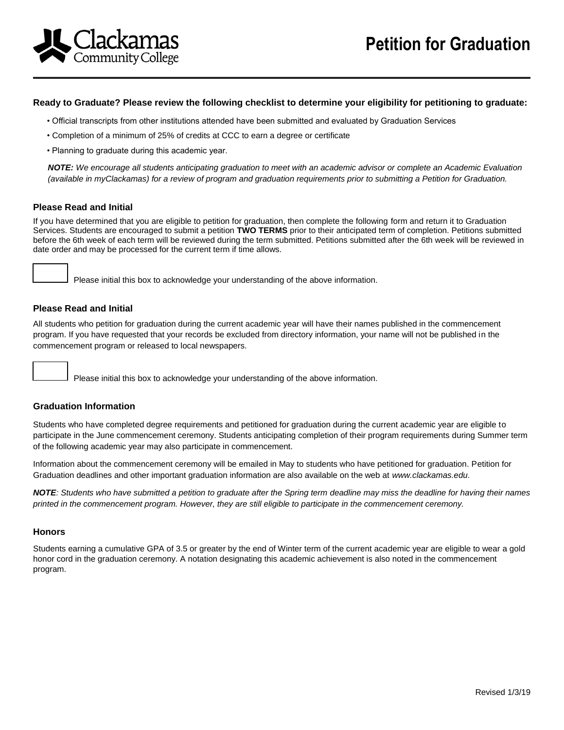# Petition for Graduation

Clackamas Community College

**Ready to Graduate? Please review the following checklist to determine your eligibility for petitioning to graduate:**

- Official transcripts from other institutions attended have been submitted and evaluated by Graduation Services
- Completion of a minimum of 25% of credits at CCC to earn a degree or certificate
- Planning to graduate during this academic year.

***NOTE:*** *We encourage all students anticipating graduation to meet with an academic advisor or complete an Academic Evaluation (available in myClackamas) for a review of program and graduation requirements prior to submitting a Petition for Graduation.*

### Please Read and Initial

If you have determined that you are eligible to petition for graduation, then complete the following form and return it to Graduation Services. Students are encouraged to submit a petition **TWO TERMS** prior to their anticipated term of completion. Petitions submitted before the 6th week of each term will be reviewed during the term submitted. Petitions submitted after the 6th week will be reviewed in date order and may be processed for the current term if time allows.

☐ Please initial this box to acknowledge your understanding of the above information.

### Please Read and Initial

All students who petition for graduation during the current academic year will have their names published in the commencement program. If you have requested that your records be excluded from directory information, your name will not be published in the commencement program or released to local newspapers.

☐ Please initial this box to acknowledge your understanding of the above information.

### Graduation Information

Students who have completed degree requirements and petitioned for graduation during the current academic year are eligible to participate in the June commencement ceremony. Students anticipating completion of their program requirements during Summer term of the following academic year may also participate in commencement.

Information about the commencement ceremony will be emailed in May to students who have petitioned for graduation. Petition for Graduation deadlines and other important graduation information are also available on the web at *www.clackamas.edu.*

***NOTE****: Students who have submitted a petition to graduate after the Spring term deadline may miss the deadline for having their names printed in the commencement program. However, they are still eligible to participate in the commencement ceremony.*

### Honors

Students earning a cumulative GPA of 3.5 or greater by the end of Winter term of the current academic year are eligible to wear a gold honor cord in the graduation ceremony. A notation designating this academic achievement is also noted in the commencement program.

Revised 1/3/19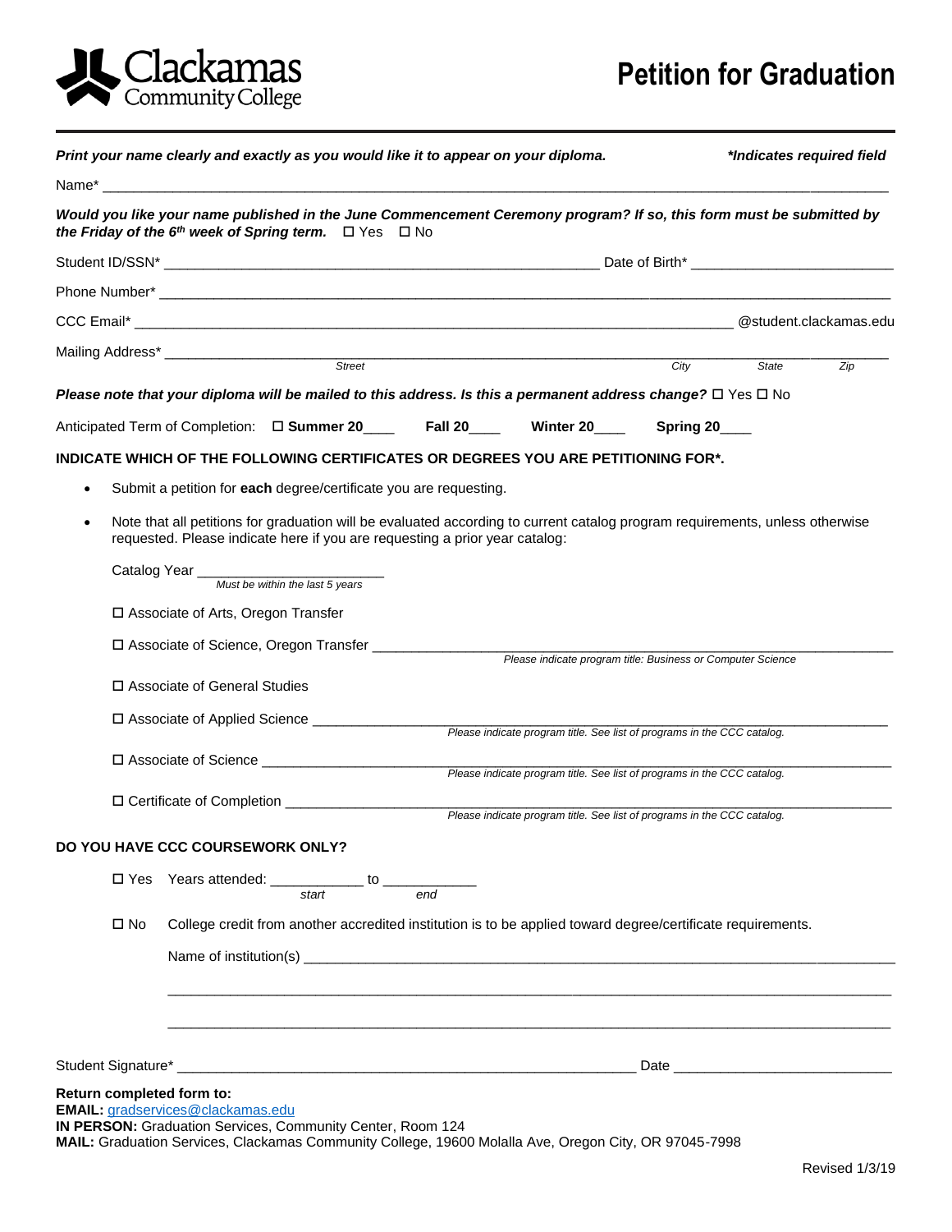Clackamas Community College

# Petition for Graduation

*Print your name clearly and exactly as you would like it to appear on your diploma.* ***Indicates required field**

Name* ___________________________________________________________________________

***Would you like your name published in the June Commencement Ceremony program? If so, this form must be submitted by the Friday of the 6th week of Spring term.*** ☐ Yes ☐ No

Student ID/SSN* ______________________________________ Date of Birth* __________________

Phone Number* __________________________________________________________________

CCC Email* _____________________________________________________ @student.clackamas.edu

Mailing Address* ________________________________________________________________
Street City State Zip

***Please note that your diploma will be mailed to this address. Is this a permanent address change?*** ☐ Yes ☐ No

Anticipated Term of Completion: ☐ **Summer 20____** **Fall 20____** **Winter 20____** **Spring 20____**

**INDICATE WHICH OF THE FOLLOWING CERTIFICATES OR DEGREES YOU ARE PETITIONING FOR*.**

- Submit a petition for **each** degree/certificate you are requesting.
- Note that all petitions for graduation will be evaluated according to current catalog program requirements, unless otherwise requested. Please indicate here if you are requesting a prior year catalog:

Catalog Year ______________________
*Must be within the last 5 years*

☐ Associate of Arts, Oregon Transfer

☐ Associate of Science, Oregon Transfer ________________________________________________
*Please indicate program title: Business or Computer Science*

☐ Associate of General Studies

☐ Associate of Applied Science ______________________________________________________
*Please indicate program title. See list of programs in the CCC catalog.*

☐ Associate of Science _____________________________________________________________
*Please indicate program title. See list of programs in the CCC catalog.*

☐ Certificate of Completion __________________________________________________________
*Please indicate program title. See list of programs in the CCC catalog.*

**DO YOU HAVE CCC COURSEWORK ONLY?**

☐ Yes Years attended: ___________ to ___________
*start* *end*

☐ No College credit from another accredited institution is to be applied toward degree/certificate requirements.

Name of institution(s) _______________________________________________________________

_______________________________________________________________________________

_______________________________________________________________________________

Student Signature* ______________________________________________ Date _______________________

**Return completed form to:**
**EMAIL:** gradservices@clackamas.edu
**IN PERSON:** Graduation Services, Community Center, Room 124
**MAIL:** Graduation Services, Clackamas Community College, 19600 Molalla Ave, Oregon City, OR 97045-7998

Revised 1/3/19